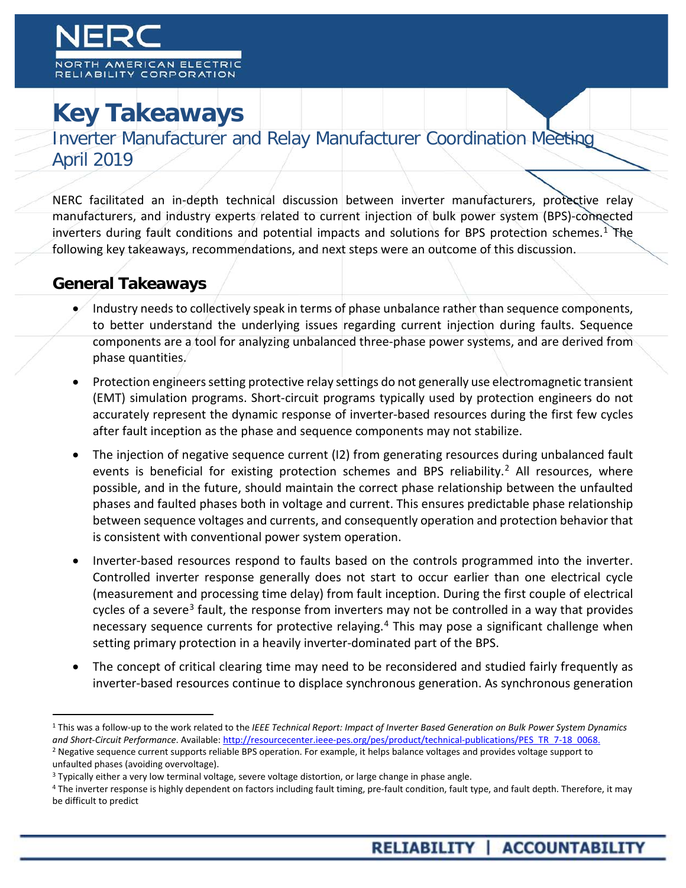# Key Takeaways

## Inverter Manufacturer and Relay Manufacturer Coordination Meeting April 2019

NERC facilitated an in-depth technical discussion between inverter manufacturers, protective relay manufacturers, and industry experts related to current injection of bulk power system (BPS)-connected inverters during fault conditions and potential impacts and solutions for BPS protection schemes.[1] The following key takeaways, recommendations, and next steps were an outcome of this discussion.

## General Takeaways

- Industry needs to collectively speak in terms of phase unbalance rather than sequence components, to better understand the underlying issues regarding current injection during faults. Sequence components are a tool for analyzing unbalanced three-phase power systems, and are derived from phase quantities.
- Protection engineers setting protective relay settings do not generally use electromagnetic transient (EMT) simulation programs. Short-circuit programs typically used by protection engineers do not accurately represent the dynamic response of inverter-based resources during the first few cycles after fault inception as the phase and sequence components may not stabilize.
- The injection of negative sequence current (I2) from generating resources during unbalanced fault events is beneficial for existing protection schemes and BPS reliability.[2] All resources, where possible, and in the future, should maintain the correct phase relationship between the unfaulted phases and faulted phases both in voltage and current. This ensures predictable phase relationship between sequence voltages and currents, and consequently operation and protection behavior that is consistent with conventional power system operation.
- Inverter-based resources respond to faults based on the controls programmed into the inverter. Controlled inverter response generally does not start to occur earlier than one electrical cycle (measurement and processing time delay) from fault inception. During the first couple of electrical cycles of a severe[3] fault, the response from inverters may not be controlled in a way that provides necessary sequence currents for protective relaying.[4] This may pose a significant challenge when setting primary protection in a heavily inverter-dominated part of the BPS.
- The concept of critical clearing time may need to be reconsidered and studied fairly frequently as inverter-based resources continue to displace synchronous generation. As synchronous generation

---

[1] This was a follow-up to the work related to the *IEEE Technical Report: Impact of Inverter Based Generation on Bulk Power System Dynamics and Short-Circuit Performance*. Available: http://resourcecenter.ieee-pes.org/pes/product/technical-publications/PES_TR_7-18_0068.

[2] Negative sequence current supports reliable BPS operation. For example, it helps balance voltages and provides voltage support to unfaulted phases (avoiding overvoltage).

[3] Typically either a very low terminal voltage, severe voltage distortion, or large change in phase angle.

[4] The inverter response is highly dependent on factors including fault timing, pre-fault condition, fault type, and fault depth. Therefore, it may be difficult to predict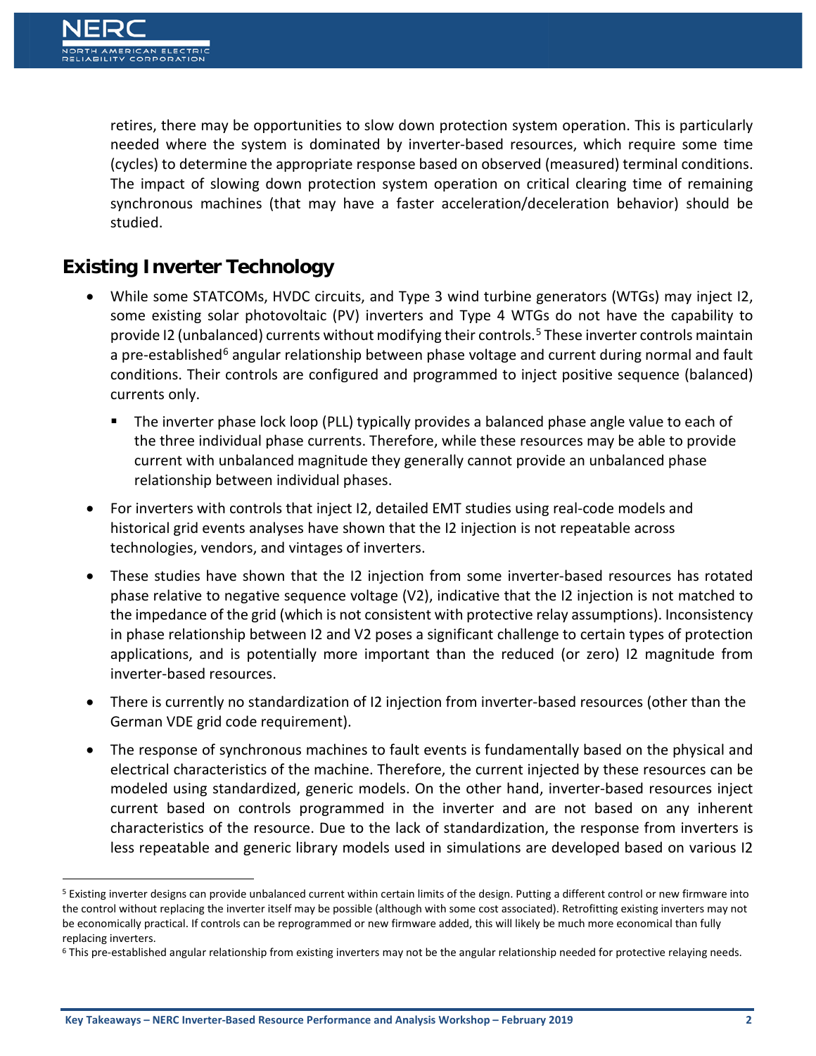retires, there may be opportunities to slow down protection system operation. This is particularly needed where the system is dominated by inverter-based resources, which require some time (cycles) to determine the appropriate response based on observed (measured) terminal conditions. The impact of slowing down protection system operation on critical clearing time of remaining synchronous machines (that may have a faster acceleration/deceleration behavior) should be studied.

## Existing Inverter Technology

- While some STATCOMs, HVDC circuits, and Type 3 wind turbine generators (WTGs) may inject I2, some existing solar photovoltaic (PV) inverters and Type 4 WTGs do not have the capability to provide I2 (unbalanced) currents without modifying their controls.[5] These inverter controls maintain a pre-established[6] angular relationship between phase voltage and current during normal and fault conditions. Their controls are configured and programmed to inject positive sequence (balanced) currents only.
  - The inverter phase lock loop (PLL) typically provides a balanced phase angle value to each of the three individual phase currents. Therefore, while these resources may be able to provide current with unbalanced magnitude they generally cannot provide an unbalanced phase relationship between individual phases.
- For inverters with controls that inject I2, detailed EMT studies using real-code models and historical grid events analyses have shown that the I2 injection is not repeatable across technologies, vendors, and vintages of inverters.
- These studies have shown that the I2 injection from some inverter-based resources has rotated phase relative to negative sequence voltage (V2), indicative that the I2 injection is not matched to the impedance of the grid (which is not consistent with protective relay assumptions). Inconsistency in phase relationship between I2 and V2 poses a significant challenge to certain types of protection applications, and is potentially more important than the reduced (or zero) I2 magnitude from inverter-based resources.
- There is currently no standardization of I2 injection from inverter-based resources (other than the German VDE grid code requirement).
- The response of synchronous machines to fault events is fundamentally based on the physical and electrical characteristics of the machine. Therefore, the current injected by these resources can be modeled using standardized, generic models. On the other hand, inverter-based resources inject current based on controls programmed in the inverter and are not based on any inherent characteristics of the resource. Due to the lack of standardization, the response from inverters is less repeatable and generic library models used in simulations are developed based on various I2

---

[5] Existing inverter designs can provide unbalanced current within certain limits of the design. Putting a different control or new firmware into the control without replacing the inverter itself may be possible (although with some cost associated). Retrofitting existing inverters may not be economically practical. If controls can be reprogrammed or new firmware added, this will likely be much more economical than fully replacing inverters.

[6] This pre-established angular relationship from existing inverters may not be the angular relationship needed for protective relaying needs.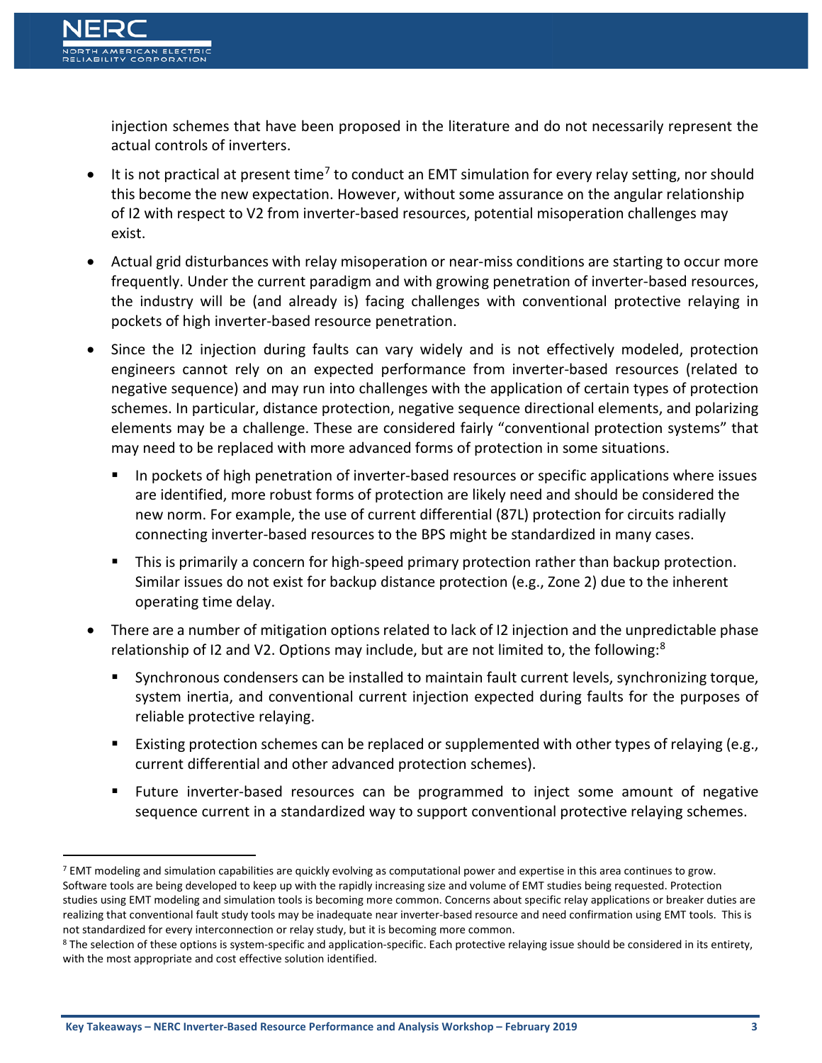injection schemes that have been proposed in the literature and do not necessarily represent the actual controls of inverters.

- It is not practical at present time[7] to conduct an EMT simulation for every relay setting, nor should this become the new expectation. However, without some assurance on the angular relationship of I2 with respect to V2 from inverter-based resources, potential misoperation challenges may exist.
- Actual grid disturbances with relay misoperation or near-miss conditions are starting to occur more frequently. Under the current paradigm and with growing penetration of inverter-based resources, the industry will be (and already is) facing challenges with conventional protective relaying in pockets of high inverter-based resource penetration.
- Since the I2 injection during faults can vary widely and is not effectively modeled, protection engineers cannot rely on an expected performance from inverter-based resources (related to negative sequence) and may run into challenges with the application of certain types of protection schemes. In particular, distance protection, negative sequence directional elements, and polarizing elements may be a challenge. These are considered fairly "conventional protection systems" that may need to be replaced with more advanced forms of protection in some situations.
  - In pockets of high penetration of inverter-based resources or specific applications where issues are identified, more robust forms of protection are likely need and should be considered the new norm. For example, the use of current differential (87L) protection for circuits radially connecting inverter-based resources to the BPS might be standardized in many cases.
  - This is primarily a concern for high-speed primary protection rather than backup protection. Similar issues do not exist for backup distance protection (e.g., Zone 2) due to the inherent operating time delay.
- There are a number of mitigation options related to lack of I2 injection and the unpredictable phase relationship of I2 and V2. Options may include, but are not limited to, the following:[8]
  - Synchronous condensers can be installed to maintain fault current levels, synchronizing torque, system inertia, and conventional current injection expected during faults for the purposes of reliable protective relaying.
  - Existing protection schemes can be replaced or supplemented with other types of relaying (e.g., current differential and other advanced protection schemes).
  - Future inverter-based resources can be programmed to inject some amount of negative sequence current in a standardized way to support conventional protective relaying schemes.

[7] EMT modeling and simulation capabilities are quickly evolving as computational power and expertise in this area continues to grow. Software tools are being developed to keep up with the rapidly increasing size and volume of EMT studies being requested. Protection studies using EMT modeling and simulation tools is becoming more common. Concerns about specific relay applications or breaker duties are realizing that conventional fault study tools may be inadequate near inverter-based resource and need confirmation using EMT tools. This is not standardized for every interconnection or relay study, but it is becoming more common.

[8] The selection of these options is system-specific and application-specific. Each protective relaying issue should be considered in its entirety, with the most appropriate and cost effective solution identified.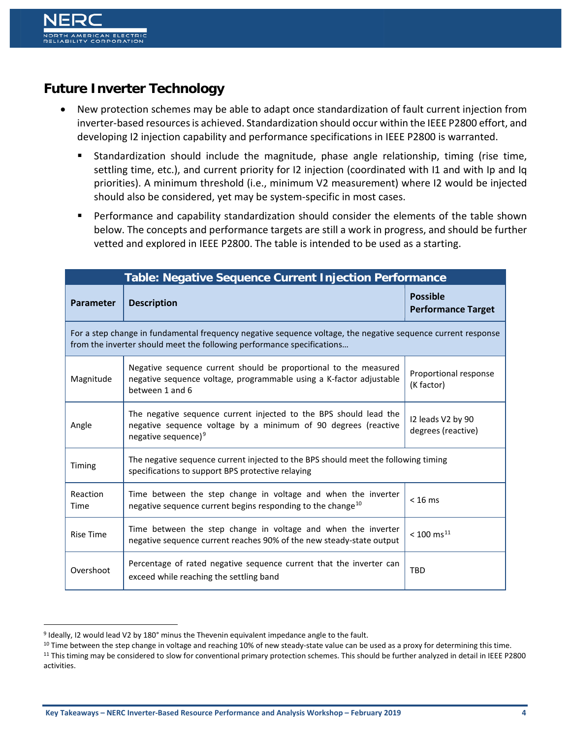## Future Inverter Technology

- New protection schemes may be able to adapt once standardization of fault current injection from inverter-based resources is achieved. Standardization should occur within the IEEE P2800 effort, and developing I2 injection capability and performance specifications in IEEE P2800 is warranted.
  - Standardization should include the magnitude, phase angle relationship, timing (rise time, settling time, etc.), and current priority for I2 injection (coordinated with I1 and with Ip and Iq priorities). A minimum threshold (i.e., minimum V2 measurement) where I2 would be injected should also be considered, yet may be system-specific in most cases.
  - Performance and capability standardization should consider the elements of the table shown below. The concepts and performance targets are still a work in progress, and should be further vetted and explored in IEEE P2800. The table is intended to be used as a starting.

**Table: Negative Sequence Current Injection Performance**

| Parameter | Description | Possible Performance Target |
|---|---|---|
| For a step change in fundamental frequency negative sequence voltage, the negative sequence current response from the inverter should meet the following performance specifications… | | |
| Magnitude | Negative sequence current should be proportional to the measured negative sequence voltage, programmable using a K-factor adjustable between 1 and 6 | Proportional response (K factor) |
| Angle | The negative sequence current injected to the BPS should lead the negative sequence voltage by a minimum of 90 degrees (reactive negative sequence)[9] | I2 leads V2 by 90 degrees (reactive) |
| Timing | The negative sequence current injected to the BPS should meet the following timing specifications to support BPS protective relaying | |
| Reaction Time | Time between the step change in voltage and when the inverter negative sequence current begins responding to the change[10] | < 16 ms |
| Rise Time | Time between the step change in voltage and when the inverter negative sequence current reaches 90% of the new steady-state output | < 100 ms[11] |
| Overshoot | Percentage of rated negative sequence current that the inverter can exceed while reaching the settling band | TBD |

[9] Ideally, I2 would lead V2 by 180° minus the Thevenin equivalent impedance angle to the fault.

[10] Time between the step change in voltage and reaching 10% of new steady-state value can be used as a proxy for determining this time.

[11] This timing may be considered to slow for conventional primary protection schemes. This should be further analyzed in detail in IEEE P2800 activities.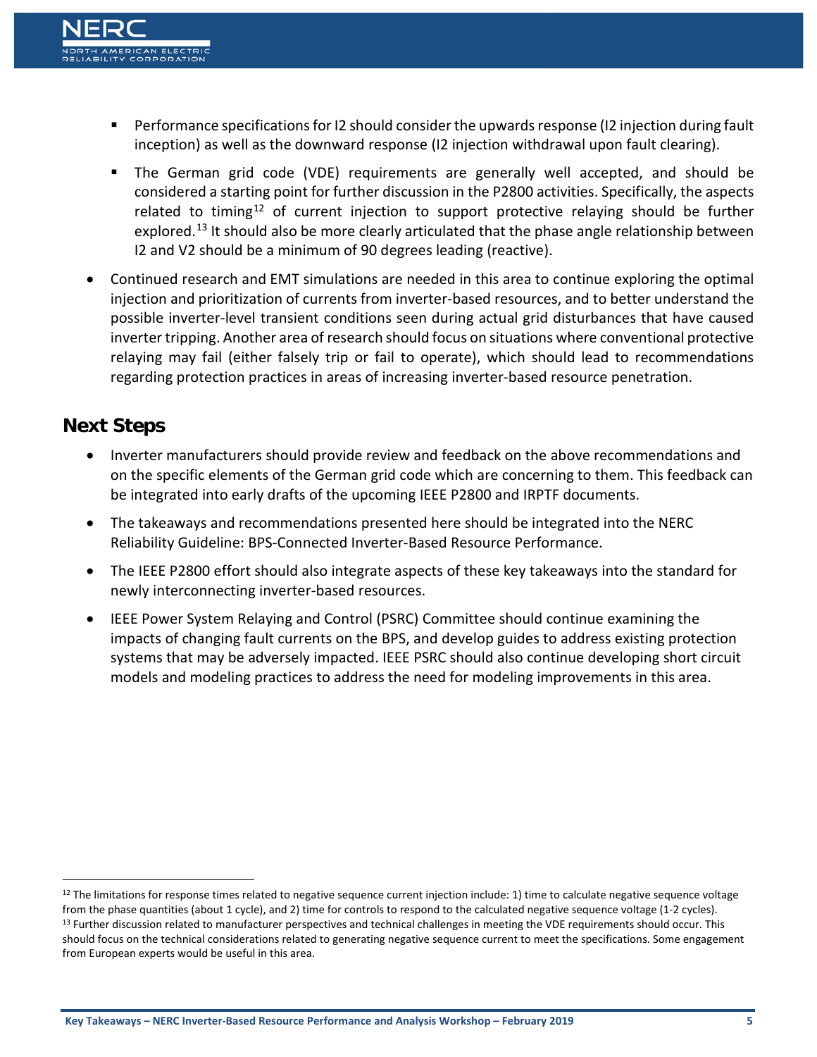- Performance specifications for I2 should consider the upwards response (I2 injection during fault inception) as well as the downward response (I2 injection withdrawal upon fault clearing).
   - The German grid code (VDE) requirements are generally well accepted, and should be considered a starting point for further discussion in the P2800 activities. Specifically, the aspects related to timing[12] of current injection to support protective relaying should be further explored.[13] It should also be more clearly articulated that the phase angle relationship between I2 and V2 should be a minimum of 90 degrees leading (reactive).

- Continued research and EMT simulations are needed in this area to continue exploring the optimal injection and prioritization of currents from inverter-based resources, and to better understand the possible inverter-level transient conditions seen during actual grid disturbances that have caused inverter tripping. Another area of research should focus on situations where conventional protective relaying may fail (either falsely trip or fail to operate), which should lead to recommendations regarding protection practices in areas of increasing inverter-based resource penetration.

## Next Steps

- Inverter manufacturers should provide review and feedback on the above recommendations and on the specific elements of the German grid code which are concerning to them. This feedback can be integrated into early drafts of the upcoming IEEE P2800 and IRPTF documents.
- The takeaways and recommendations presented here should be integrated into the NERC Reliability Guideline: BPS-Connected Inverter-Based Resource Performance.
- The IEEE P2800 effort should also integrate aspects of these key takeaways into the standard for newly interconnecting inverter-based resources.
- IEEE Power System Relaying and Control (PSRC) Committee should continue examining the impacts of changing fault currents on the BPS, and develop guides to address existing protection systems that may be adversely impacted. IEEE PSRC should also continue developing short circuit models and modeling practices to address the need for modeling improvements in this area.

---

[12] The limitations for response times related to negative sequence current injection include: 1) time to calculate negative sequence voltage from the phase quantities (about 1 cycle), and 2) time for controls to respond to the calculated negative sequence voltage (1-2 cycles).

[13] Further discussion related to manufacturer perspectives and technical challenges in meeting the VDE requirements should occur. This should focus on the technical considerations related to generating negative sequence current to meet the specifications. Some engagement from European experts would be useful in this area.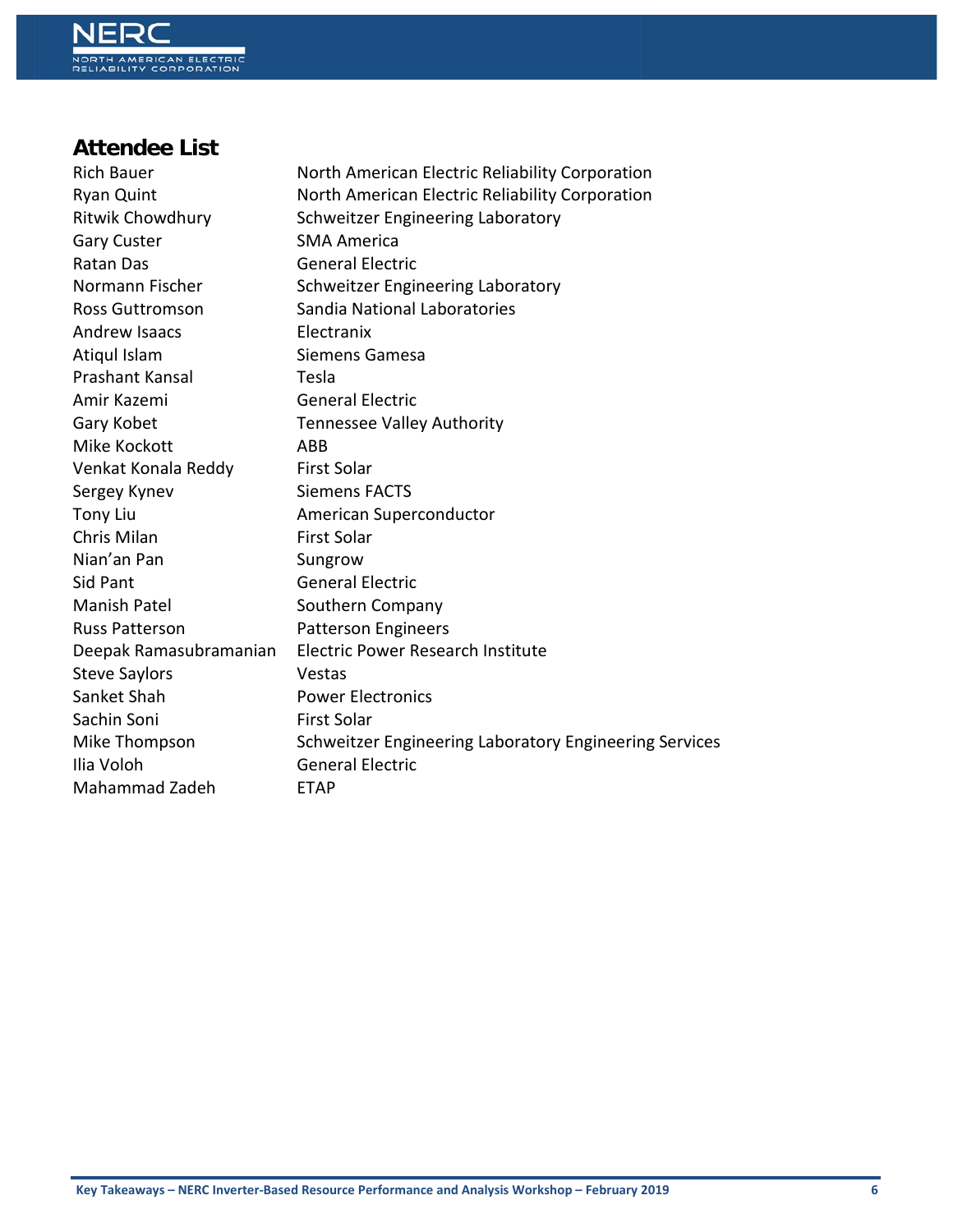## Attendee List

| | |
|---|---|
| Rich Bauer | North American Electric Reliability Corporation |
| Ryan Quint | North American Electric Reliability Corporation |
| Ritwik Chowdhury | Schweitzer Engineering Laboratory |
| Gary Custer | SMA America |
| Ratan Das | General Electric |
| Normann Fischer | Schweitzer Engineering Laboratory |
| Ross Guttromson | Sandia National Laboratories |
| Andrew Isaacs | Electranix |
| Atiqul Islam | Siemens Gamesa |
| Prashant Kansal | Tesla |
| Amir Kazemi | General Electric |
| Gary Kobet | Tennessee Valley Authority |
| Mike Kockott | ABB |
| Venkat Konala Reddy | First Solar |
| Sergey Kynev | Siemens FACTS |
| Tony Liu | American Superconductor |
| Chris Milan | First Solar |
| Nian'an Pan | Sungrow |
| Sid Pant | General Electric |
| Manish Patel | Southern Company |
| Russ Patterson | Patterson Engineers |
| Deepak Ramasubramanian | Electric Power Research Institute |
| Steve Saylors | Vestas |
| Sanket Shah | Power Electronics |
| Sachin Soni | First Solar |
| Mike Thompson | Schweitzer Engineering Laboratory Engineering Services |
| Ilia Voloh | General Electric |
| Mahammad Zadeh | ETAP |